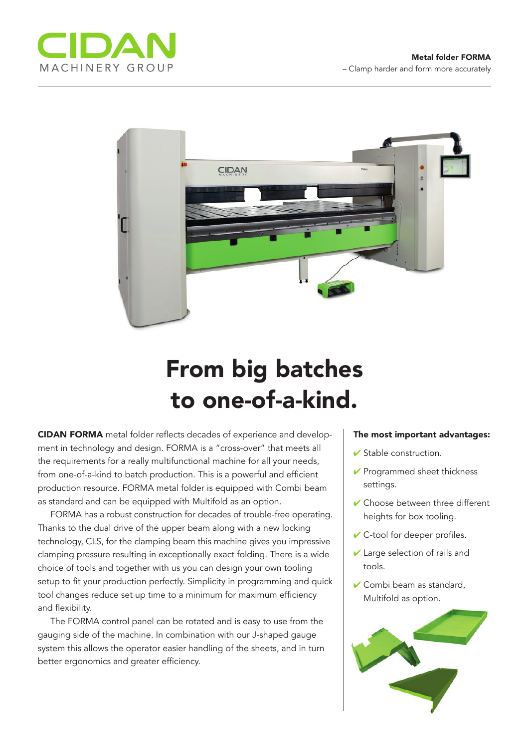CIDAN
MACHINERY GROUP

**Metal folder FORMA**
– Clamp harder and form more accurately

# From big batches to one-of-a-kind.

**CIDAN FORMA** metal folder reflects decades of experience and development in technology and design. FORMA is a "cross-over" that meets all the requirements for a really multifunctional machine for all your needs, from one-of-a-kind to batch production. This is a powerful and efficient production resource. FORMA metal folder is equipped with Combi beam as standard and can be equipped with Multifold as an option.

FORMA has a robust construction for decades of trouble-free operating. Thanks to the dual drive of the upper beam along with a new locking technology, CLS, for the clamping beam this machine gives you impressive clamping pressure resulting in exceptionally exact folding. There is a wide choice of tools and together with us you can design your own tooling setup to fit your production perfectly. Simplicity in programming and quick tool changes reduce set up time to a minimum for maximum efficiency and flexibility.

The FORMA control panel can be rotated and is easy to use from the gauging side of the machine. In combination with our J-shaped gauge system this allows the operator easier handling of the sheets, and in turn better ergonomics and greater efficiency.

**The most important advantages:**

- ✔ Stable construction.
- ✔ Programmed sheet thickness settings.
- ✔ Choose between three different heights for box tooling.
- ✔ C-tool for deeper profiles.
- ✔ Large selection of rails and tools.
- ✔ Combi beam as standard, Multifold as option.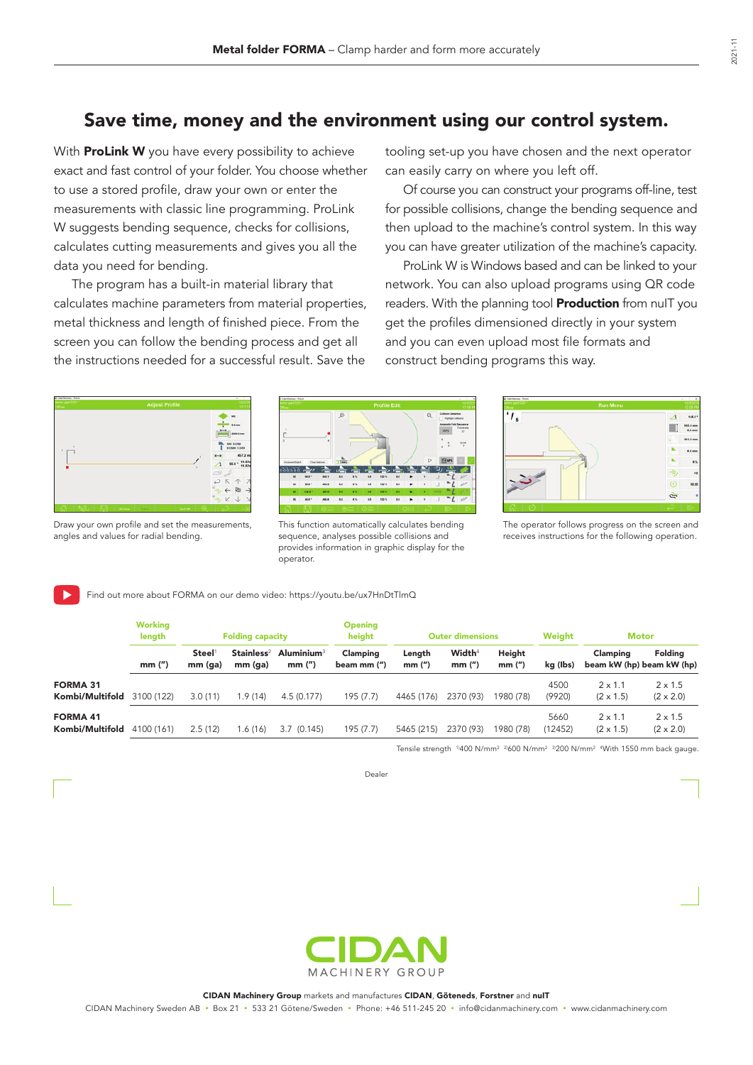# Save time, money and the environment using our control system.

With **ProLink W** you have every possibility to achieve exact and fast control of your folder. You choose whether to use a stored profile, draw your own or enter the measurements with classic line programming. ProLink W suggests bending sequence, checks for collisions, calculates cutting measurements and gives you all the data you need for bending.

The program has a built-in material library that calculates machine parameters from material properties, metal thickness and length of finished piece. From the screen you can follow the bending process and get all the instructions needed for a successful result. Save the tooling set-up you have chosen and the next operator can easily carry on where you left off.

Of course you can construct your programs off-line, test for possible collisions, change the bending sequence and then upload to the machine's control system. In this way you can have greater utilization of the machine's capacity.

ProLink W is Windows based and can be linked to your network. You can also upload programs using QR code readers. With the planning tool **Production** from nuIT you get the profiles dimensioned directly in your system and you can even upload most file formats and construct bending programs this way.

Draw your own profile and set the measurements, angles and values for radial bending.

This function automatically calculates bending sequence, analyses possible collisions and provides information in graphic display for the operator.

The operator follows progress on the screen and receives instructions for the following operation.

Find out more about FORMA on our demo video: https://youtu.be/ux7HnDtTlmQ

| | Working length | Folding capacity | | | Opening height | Outer dimensions | | | Weight | Motor | |
|---|---|---|---|---|---|---|---|---|---|---|---|
| | mm (") | Steel[1] mm (ga) | Stainless[2] mm (ga) | Aluminium[3] mm (") | Clamping beam mm (") | Length mm (") | Width[4] mm (") | Height mm (") | kg (lbs) | Clamping beam kW (hp) | Folding beam kW (hp) |
| **FORMA 31 Kombi/Multifold** | 3100 (122) | 3.0 (11) | 1.9 (14) | 4.5 (0.177) | 195 (7.7) | 4465 (176) | 2370 (93) | 1980 (78) | 4500 (9920) | 2 x 1.1 (2 x 1.5) | 2 x 1.5 (2 x 2.0) |
| **FORMA 41 Kombi/Multifold** | 4100 (161) | 2.5 (12) | 1.6 (16) | 3.7 (0.145) | 195 (7.7) | 5465 (215) | 2370 (93) | 1980 (78) | 5660 (12452) | 2 x 1.1 (2 x 1.5) | 2 x 1.5 (2 x 2.0) |

Tensile strength [1]400 N/mm² [2]600 N/mm² [3]200 N/mm² [4]With 1550 mm back gauge.

Dealer

CIDAN MACHINERY GROUP

**CIDAN Machinery Group** markets and manufactures **CIDAN**, **Göteneds**, **Forstner** and **nuIT**

CIDAN Machinery Sweden AB • Box 21 • 533 21 Götene/Sweden • Phone: +46 511-245 20 • info@cidanmachinery.com • www.cidanmachinery.com